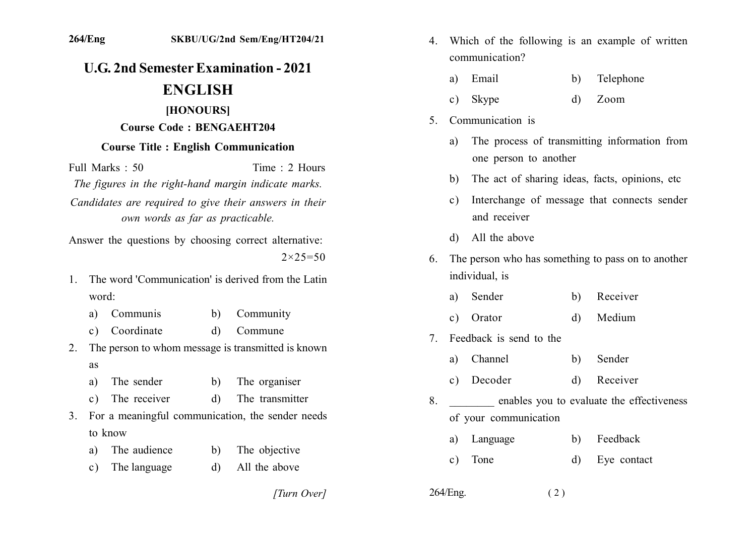# U.G. 2nd Semester Examination - 2021

## ENGLISH

### [HONOURS]

**Course Code : BENGAEHT204**

**Course Title : English Communication**

Full Marks : 50 Time : 2 Hours

*The figures in the right-hand margin indicate marks.*

*Candidates are required to give their answers in their own words as far as practicable.*

Answer the questions by choosing correct alternative: $2 \times 25 = 50$

1. The word 'Communication' is derived from the Latin word:
   - a) Communis
   - b) Community
   - c) Coordinate
   - d) Commune

2. The person to whom message is transmitted is known as
   - a) The sender
   - b) The organiser
   - c) The receiver
   - d) The transmitter

3. For a meaningful communication, the sender needs to know
   - a) The audience
   - b) The objective
   - c) The language
   - d) All the above

4. Which of the following is an example of written communication?
   - a) Email
   - b) Telephone
   - c) Skype
   - d) Zoom

5. Communication is
   - a) The process of transmitting information from one person to another
   - b) The act of sharing ideas, facts, opinions, etc
   - c) Interchange of message that connects sender and receiver
   - d) All the above

6. The person who has something to pass on to another individual, is
   - a) Sender
   - b) Receiver
   - c) Orator
   - d) Medium

7. Feedback is send to the
   - a) Channel
   - b) Sender
   - c) Decoder
   - d) Receiver

8. ________ enables you to evaluate the effectiveness of your communication
   - a) Language
   - b) Feedback
   - c) Tone
   - d) Eye contact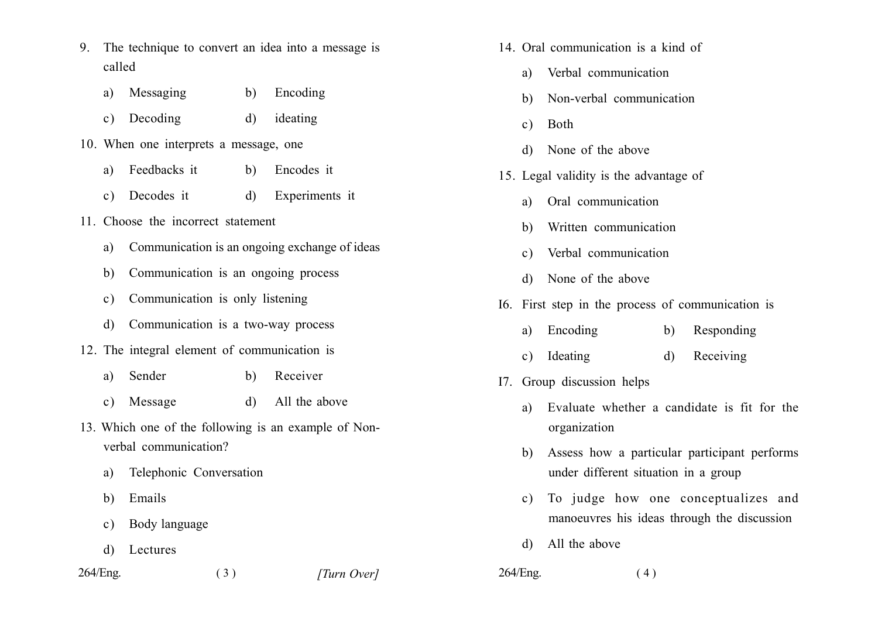9. The technique to convert an idea into a message is called

   a) Messaging  b) Encoding

   c) Decoding  d) ideating

10. When one interprets a message, one

    a) Feedbacks it  b) Encodes it

    c) Decodes it  d) Experiments it

11. Choose the incorrect statement

    a) Communication is an ongoing exchange of ideas

    b) Communication is an ongoing process

    c) Communication is only listening

    d) Communication is a two-way process

12. The integral element of communication is

    a) Sender  b) Receiver

    c) Message  d) All the above

13. Which one of the following is an example of Non-verbal communication?

    a) Telephonic Conversation

    b) Emails

    c) Body language

    d) Lectures

14. Oral communication is a kind of

    a) Verbal communication

    b) Non-verbal communication

    c) Both

    d) None of the above

15. Legal validity is the advantage of

    a) Oral communication

    b) Written communication

    c) Verbal communication

    d) None of the above

I6. First step in the process of communication is

    a) Encoding  b) Responding

    c) Ideating  d) Receiving

I7. Group discussion helps

    a) Evaluate whether a candidate is fit for the organization

    b) Assess how a particular participant performs under different situation in a group

    c) To judge how one conceptualizes and manoeuvres his ideas through the discussion

    d) All the above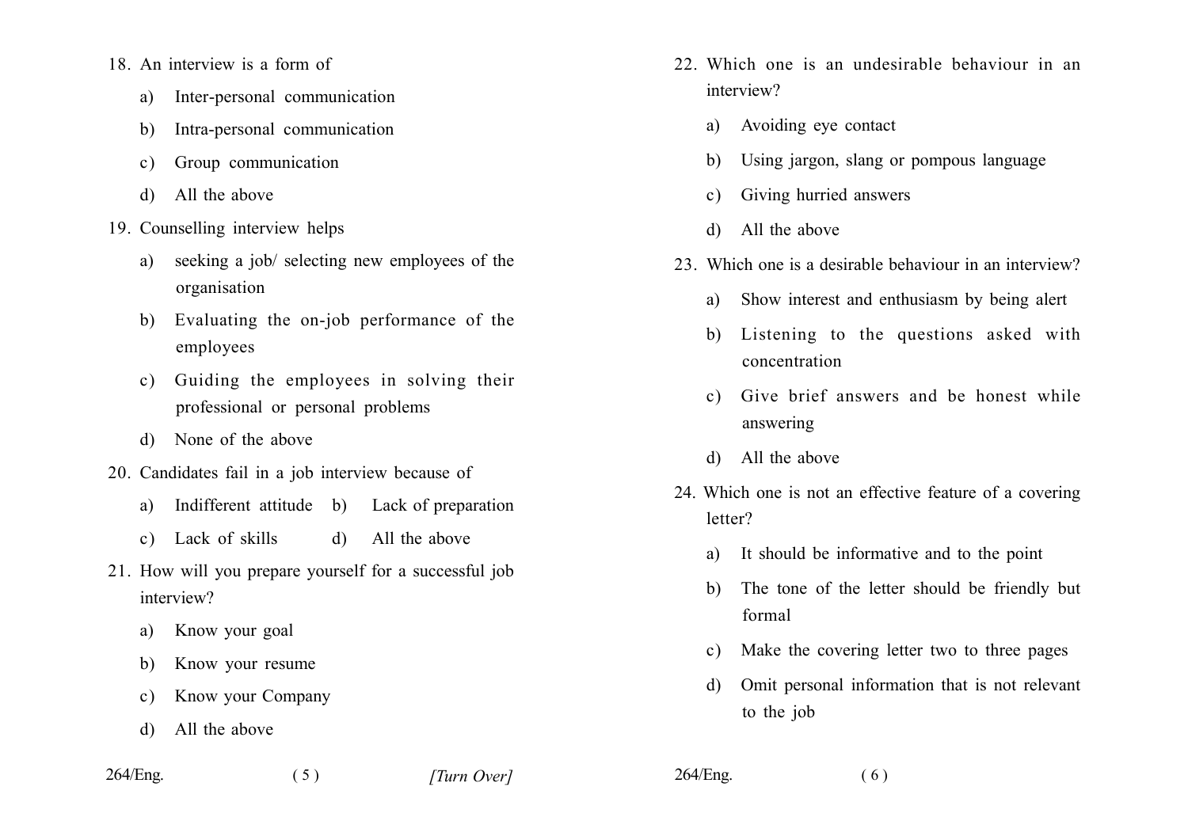18. An interview is a form of

    a) Inter-personal communication

    b) Intra-personal communication

    c) Group communication

    d) All the above

19. Counselling interview helps

    a) seeking a job/ selecting new employees of the organisation

    b) Evaluating the on-job performance of the employees

    c) Guiding the employees in solving their professional or personal problems

    d) None of the above

20. Candidates fail in a job interview because of

    a) Indifferent attitude b) Lack of preparation

    c) Lack of skills d) All the above

21. How will you prepare yourself for a successful job interview?

    a) Know your goal

    b) Know your resume

    c) Know your Company

    d) All the above

22. Which one is an undesirable behaviour in an interview?

    a) Avoiding eye contact

    b) Using jargon, slang or pompous language

    c) Giving hurried answers

    d) All the above

23. Which one is a desirable behaviour in an interview?

    a) Show interest and enthusiasm by being alert

    b) Listening to the questions asked with concentration

    c) Give brief answers and be honest while answering

    d) All the above

24. Which one is not an effective feature of a covering letter?

    a) It should be informative and to the point

    b) The tone of the letter should be friendly but formal

    c) Make the covering letter two to three pages

    d) Omit personal information that is not relevant to the job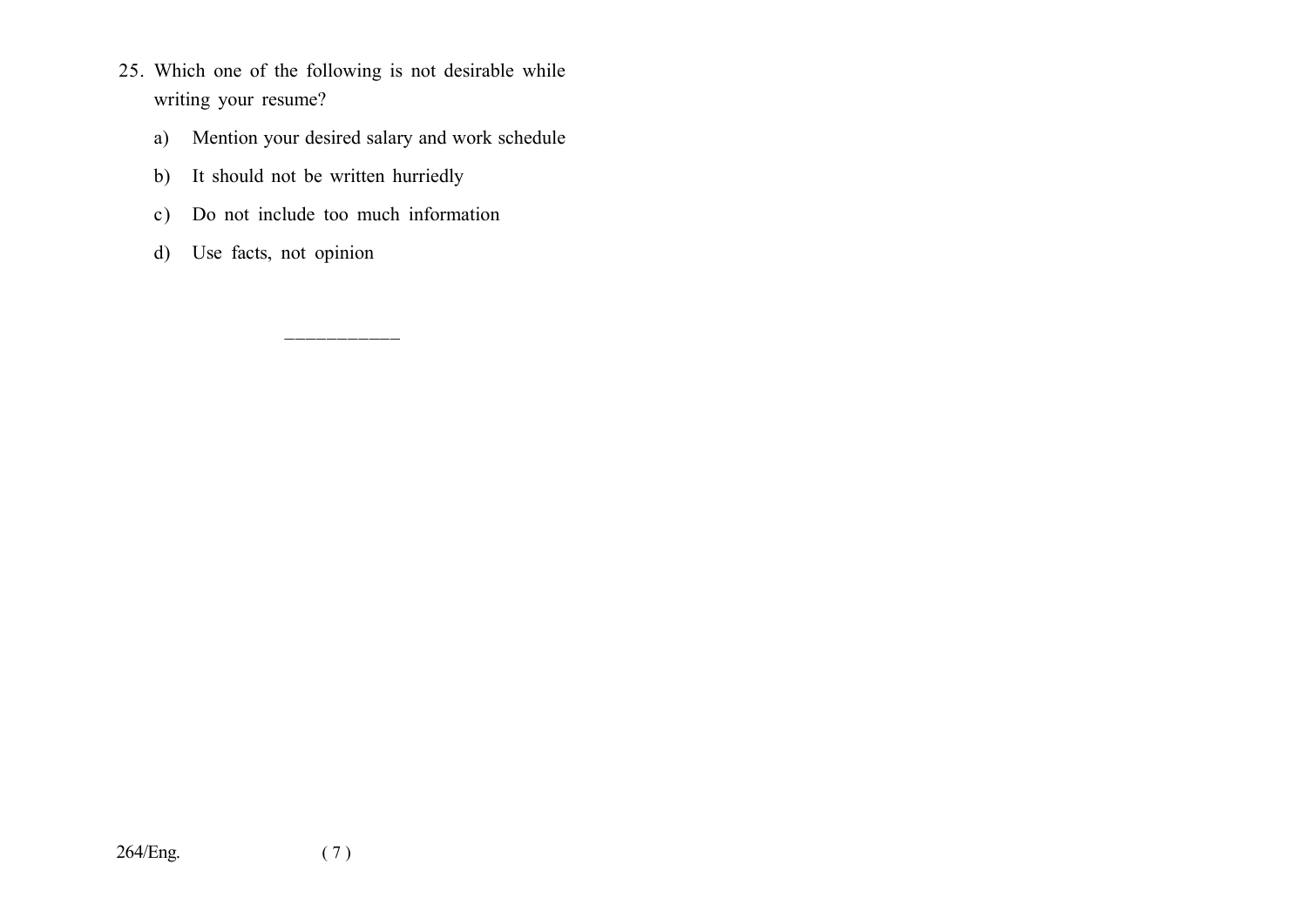25. Which one of the following is not desirable while writing your resume?

    a) Mention your desired salary and work schedule

    b) It should not be written hurriedly

    c) Do not include too much information

    d) Use facts, not opinion

___________